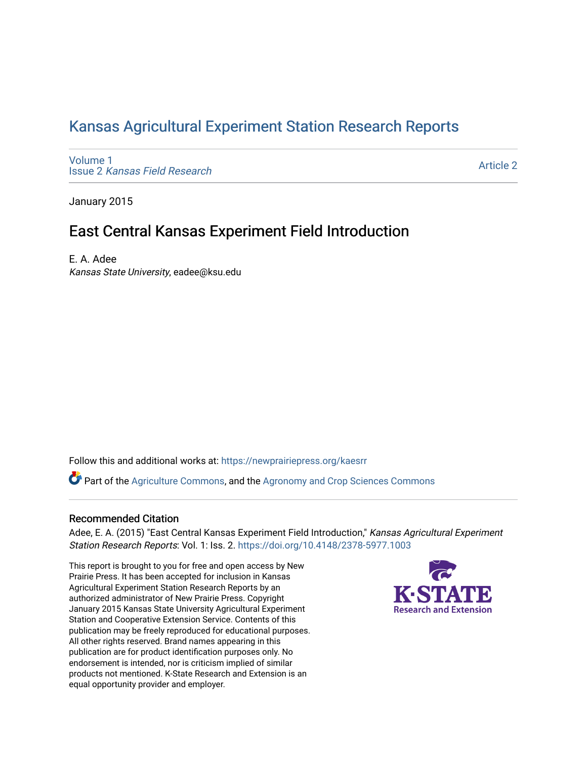# Kansas Agricultural Experiment Station Research Reports

Volume 1
Issue 2 *Kansas Field Research*

Article 2

January 2015

## East Central Kansas Experiment Field Introduction

E. A. Adee
*Kansas State University*, eadee@ksu.edu

Follow this and additional works at: https://newprairiepress.org/kaesrr

Part of the Agriculture Commons, and the Agronomy and Crop Sciences Commons

### Recommended Citation

Adee, E. A. (2015) "East Central Kansas Experiment Field Introduction," *Kansas Agricultural Experiment Station Research Reports*: Vol. 1: Iss. 2. https://doi.org/10.4148/2378-5977.1003

This report is brought to you for free and open access by New Prairie Press. It has been accepted for inclusion in Kansas Agricultural Experiment Station Research Reports by an authorized administrator of New Prairie Press. Copyright January 2015 Kansas State University Agricultural Experiment Station and Cooperative Extension Service. Contents of this publication may be freely reproduced for educational purposes. All other rights reserved. Brand names appearing in this publication are for product identification purposes only. No endorsement is intended, nor is criticism implied of similar products not mentioned. K-State Research and Extension is an equal opportunity provider and employer.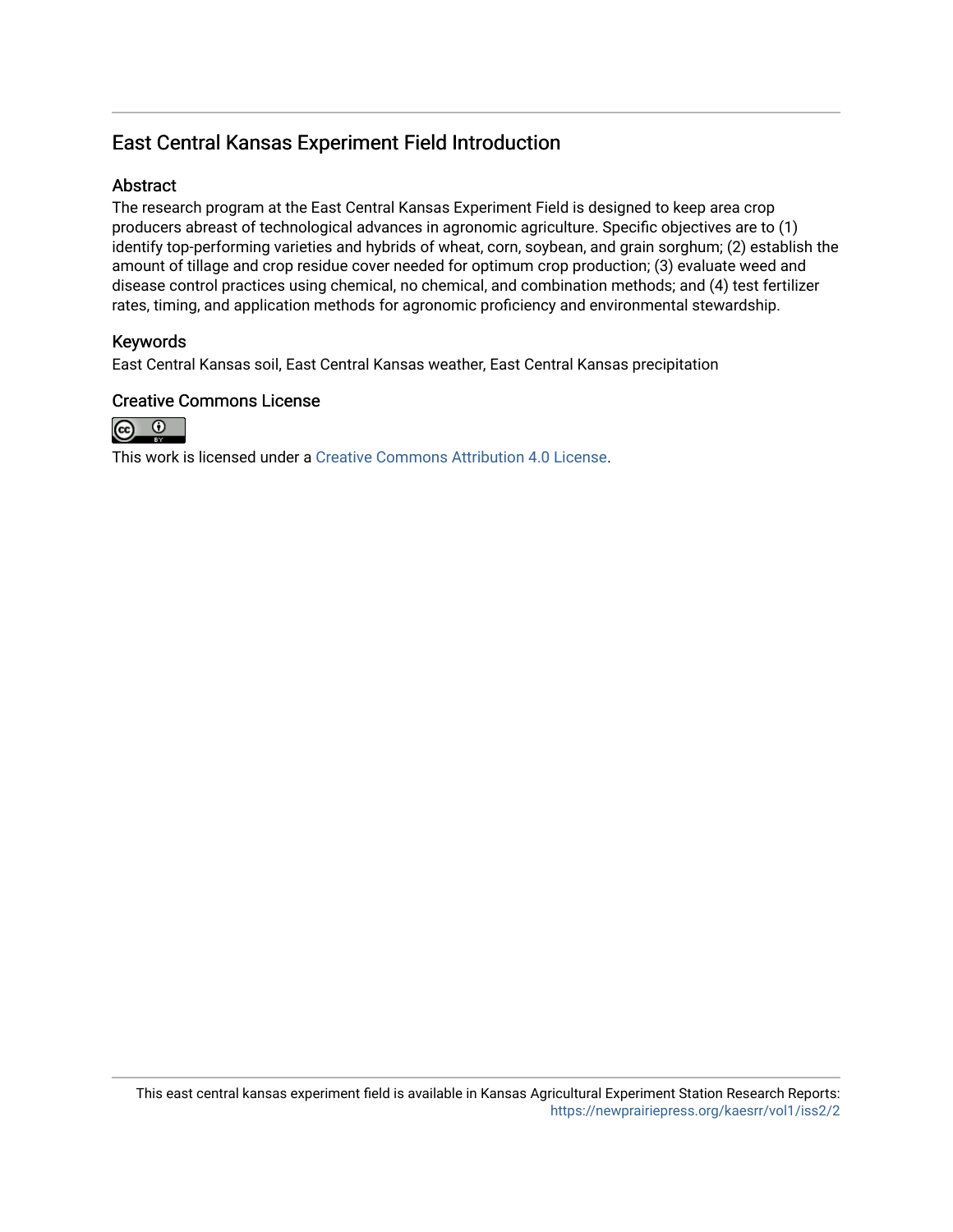# East Central Kansas Experiment Field Introduction

## Abstract

The research program at the East Central Kansas Experiment Field is designed to keep area crop producers abreast of technological advances in agronomic agriculture. Specific objectives are to (1) identify top-performing varieties and hybrids of wheat, corn, soybean, and grain sorghum; (2) establish the amount of tillage and crop residue cover needed for optimum crop production; (3) evaluate weed and disease control practices using chemical, no chemical, and combination methods; and (4) test fertilizer rates, timing, and application methods for agronomic proficiency and environmental stewardship.

## Keywords

East Central Kansas soil, East Central Kansas weather, East Central Kansas precipitation

## Creative Commons License

This work is licensed under a Creative Commons Attribution 4.0 License.

This east central kansas experiment field is available in Kansas Agricultural Experiment Station Research Reports: https://newprairiepress.org/kaesrr/vol1/iss2/2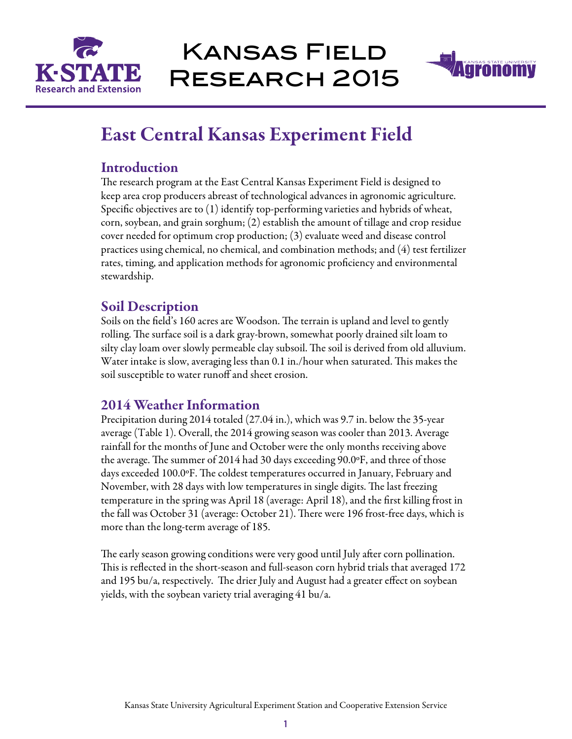# Kansas Field Research 2015

# East Central Kansas Experiment Field

## Introduction

The research program at the East Central Kansas Experiment Field is designed to keep area crop producers abreast of technological advances in agronomic agriculture. Specific objectives are to (1) identify top-performing varieties and hybrids of wheat, corn, soybean, and grain sorghum; (2) establish the amount of tillage and crop residue cover needed for optimum crop production; (3) evaluate weed and disease control practices using chemical, no chemical, and combination methods; and (4) test fertilizer rates, timing, and application methods for agronomic proficiency and environmental stewardship.

## Soil Description

Soils on the field's 160 acres are Woodson. The terrain is upland and level to gently rolling. The surface soil is a dark gray-brown, somewhat poorly drained silt loam to silty clay loam over slowly permeable clay subsoil. The soil is derived from old alluvium. Water intake is slow, averaging less than 0.1 in./hour when saturated. This makes the soil susceptible to water runoff and sheet erosion.

## 2014 Weather Information

Precipitation during 2014 totaled (27.04 in.), which was 9.7 in. below the 35-year average (Table 1). Overall, the 2014 growing season was cooler than 2013. Average rainfall for the months of June and October were the only months receiving above the average. The summer of 2014 had 30 days exceeding 90.0°F, and three of those days exceeded 100.0°F. The coldest temperatures occurred in January, February and November, with 28 days with low temperatures in single digits. The last freezing temperature in the spring was April 18 (average: April 18), and the first killing frost in the fall was October 31 (average: October 21). There were 196 frost-free days, which is more than the long-term average of 185.

The early season growing conditions were very good until July after corn pollination. This is reflected in the short-season and full-season corn hybrid trials that averaged 172 and 195 bu/a, respectively. The drier July and August had a greater effect on soybean yields, with the soybean variety trial averaging 41 bu/a.

Kansas State University Agricultural Experiment Station and Cooperative Extension Service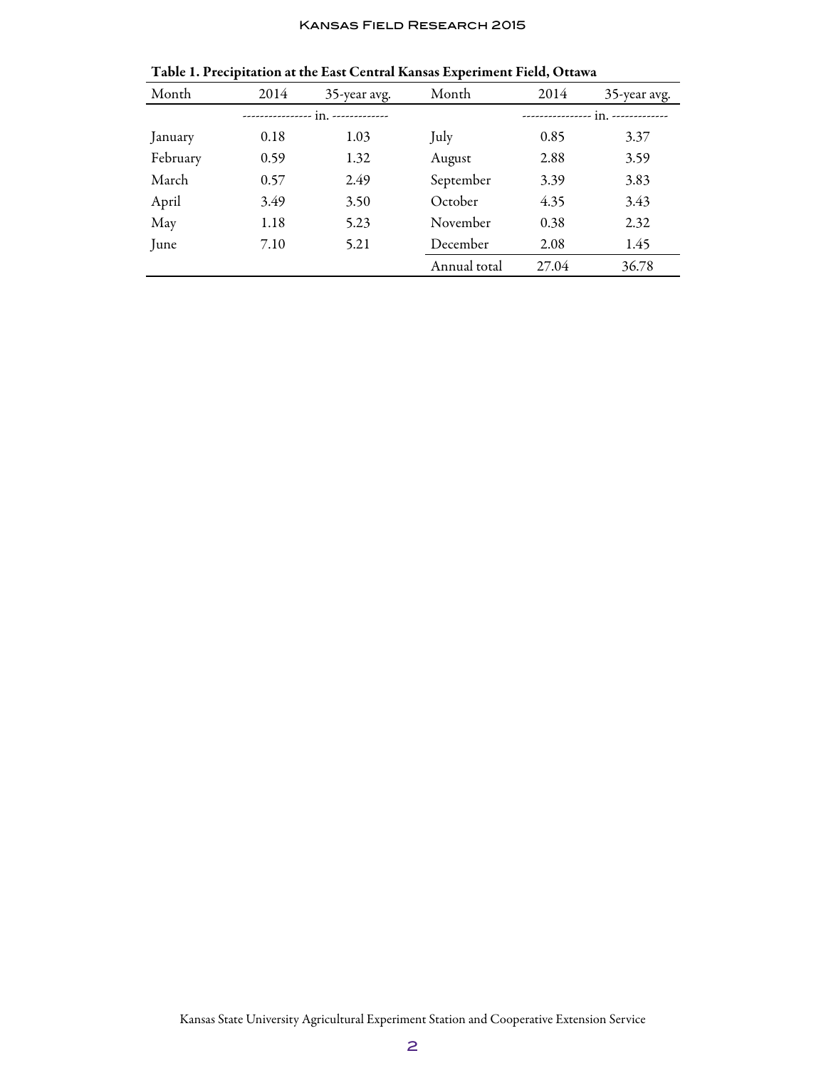**Table 1. Precipitation at the East Central Kansas Experiment Field, Ottawa**

| Month | 2014 | 35-year avg. | Month | 2014 | 35-year avg. |
|---|---|---|---|---|---|
| | ---------------- in. ------------- | | | ---------------- in. ------------- | |
| January | 0.18 | 1.03 | July | 0.85 | 3.37 |
| February | 0.59 | 1.32 | August | 2.88 | 3.59 |
| March | 0.57 | 2.49 | September | 3.39 | 3.83 |
| April | 3.49 | 3.50 | October | 4.35 | 3.43 |
| May | 1.18 | 5.23 | November | 0.38 | 2.32 |
| June | 7.10 | 5.21 | December | 2.08 | 1.45 |
| | | | Annual total | 27.04 | 36.78 |